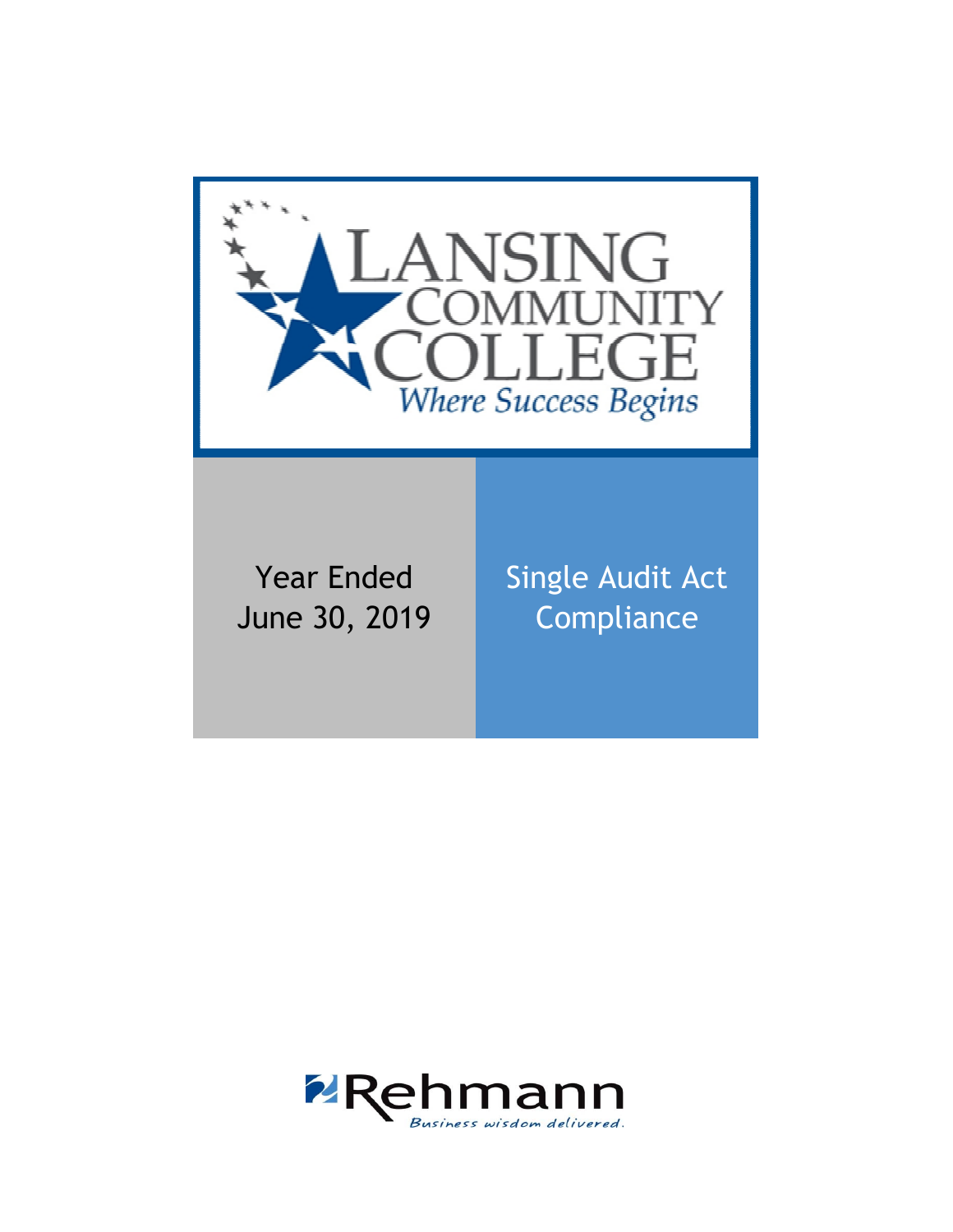# Lansing Community College

*Where Success Begins*

Year Ended June 30, 2019

Single Audit Act Compliance

Rehmann

*Business wisdom delivered.*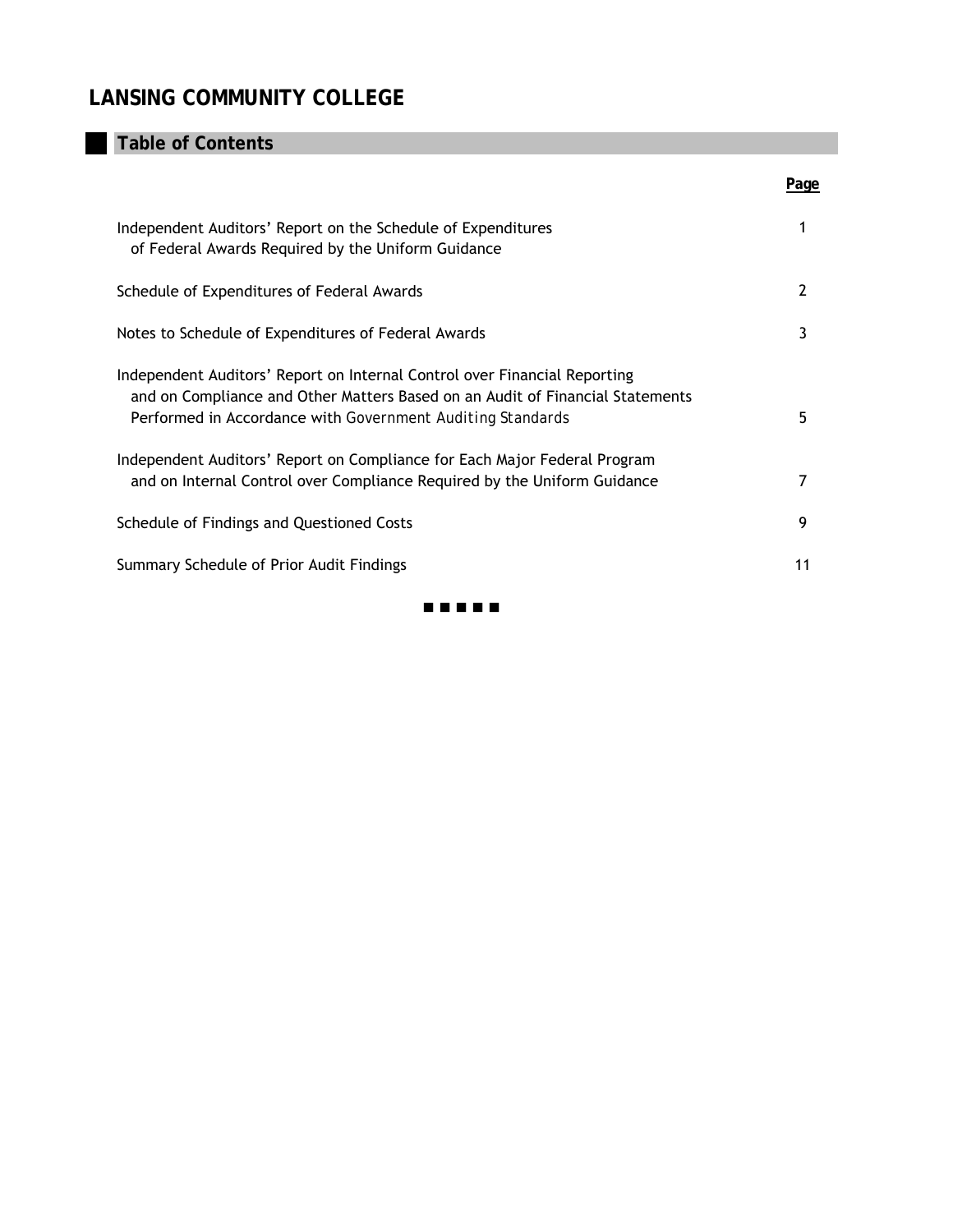# LANSING COMMUNITY COLLEGE

## Table of Contents

| | Page |
|---|---|
| Independent Auditors' Report on the Schedule of Expenditures of Federal Awards Required by the Uniform Guidance | 1 |
| Schedule of Expenditures of Federal Awards | 2 |
| Notes to Schedule of Expenditures of Federal Awards | 3 |
| Independent Auditors' Report on Internal Control over Financial Reporting and on Compliance and Other Matters Based on an Audit of Financial Statements Performed in Accordance with *Government Auditing Standards* | 5 |
| Independent Auditors' Report on Compliance for Each Major Federal Program and on Internal Control over Compliance Required by the Uniform Guidance | 7 |
| Schedule of Findings and Questioned Costs | 9 |
| Summary Schedule of Prior Audit Findings | 11 |

■ ■ ■ ■ ■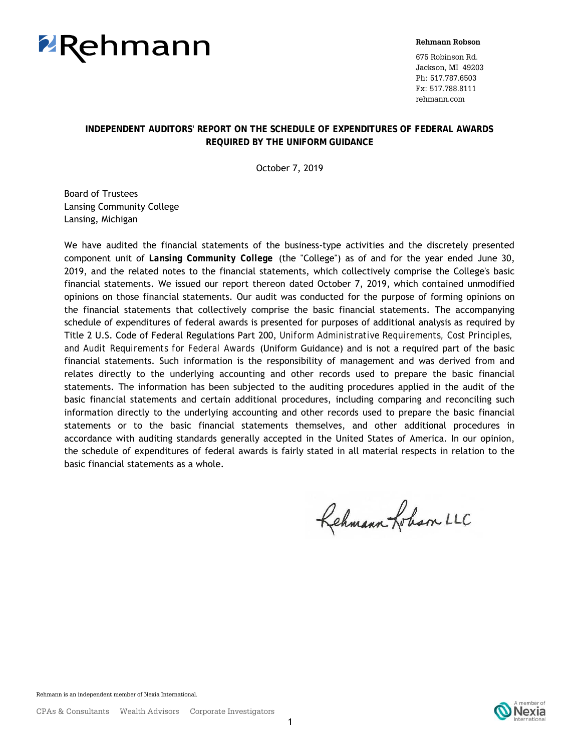Rehmann Robson

675 Robinson Rd.
Jackson, MI 49203
Ph: 517.787.6503
Fx: 517.788.8111
rehmann.com

## INDEPENDENT AUDITORS' REPORT ON THE SCHEDULE OF EXPENDITURES OF FEDERAL AWARDS REQUIRED BY THE UNIFORM GUIDANCE

October 7, 2019

Board of Trustees
Lansing Community College
Lansing, Michigan

We have audited the financial statements of the business-type activities and the discretely presented component unit of **Lansing Community College** (the "College") as of and for the year ended June 30, 2019, and the related notes to the financial statements, which collectively comprise the College's basic financial statements. We issued our report thereon dated October 7, 2019, which contained unmodified opinions on those financial statements. Our audit was conducted for the purpose of forming opinions on the financial statements that collectively comprise the basic financial statements. The accompanying schedule of expenditures of federal awards is presented for purposes of additional analysis as required by Title 2 U.S. Code of Federal Regulations Part 200, *Uniform Administrative Requirements, Cost Principles, and Audit Requirements for Federal Awards* (Uniform Guidance) and is not a required part of the basic financial statements. Such information is the responsibility of management and was derived from and relates directly to the underlying accounting and other records used to prepare the basic financial statements. The information has been subjected to the auditing procedures applied in the audit of the basic financial statements and certain additional procedures, including comparing and reconciling such information directly to the underlying accounting and other records used to prepare the basic financial statements or to the basic financial statements themselves, and other additional procedures in accordance with auditing standards generally accepted in the United States of America. In our opinion, the schedule of expenditures of federal awards is fairly stated in all material respects in relation to the basic financial statements as a whole.

Rehmann Robson LLC

Rehmann is an independent member of Nexia International.

CPAs & Consultants Wealth Advisors Corporate Investigators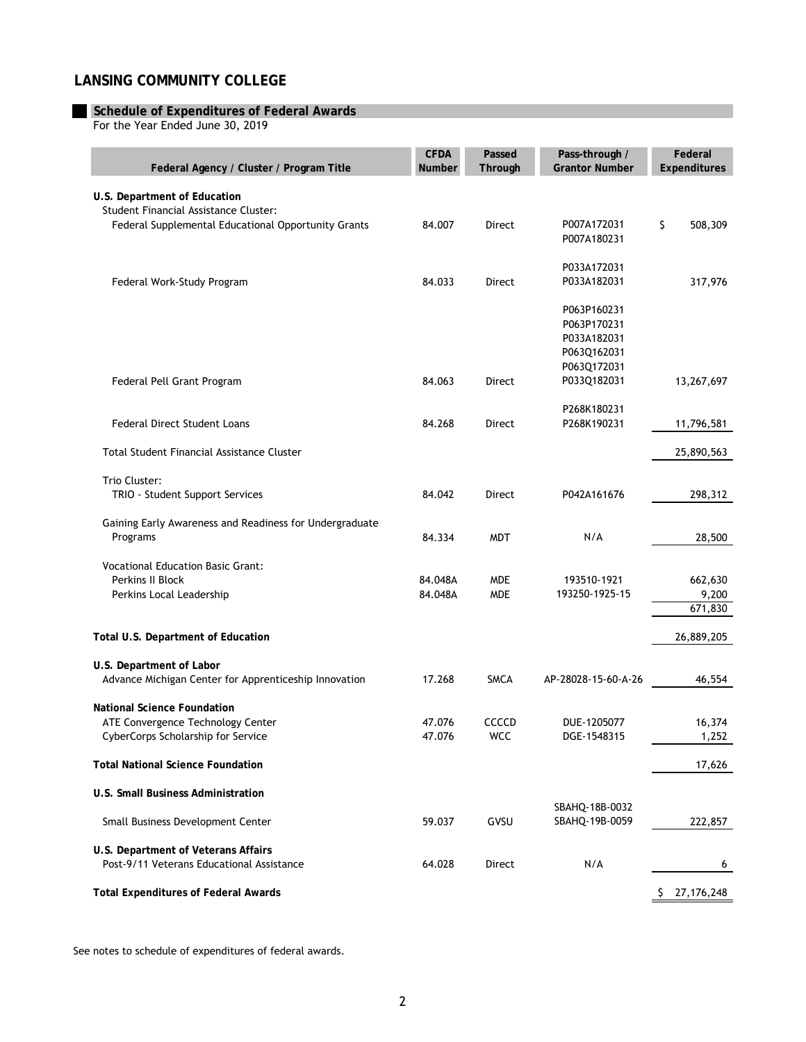## LANSING COMMUNITY COLLEGE

### Schedule of Expenditures of Federal Awards

For the Year Ended June 30, 2019

| Federal Agency / Cluster / Program Title | CFDA Number | Passed Through | Pass-through / Grantor Number | Federal Expenditures |
|---|---|---|---|---|
| **U.S. Department of Education** | | | | |
| Student Financial Assistance Cluster: | | | | |
| Federal Supplemental Educational Opportunity Grants | 84.007 | Direct | P007A172031<br>P007A180231 | $ 508,309 |
| Federal Work-Study Program | 84.033 | Direct | P033A172031<br>P033A182031 | 317,976 |
| Federal Pell Grant Program | 84.063 | Direct | P063P160231<br>P063P170231<br>P033A182031<br>P063Q162031<br>P063Q172031<br>P033Q182031 | 13,267,697 |
| Federal Direct Student Loans | 84.268 | Direct | P268K180231<br>P268K190231 | 11,796,581 |
| Total Student Financial Assistance Cluster | | | | 25,890,563 |
| Trio Cluster: | | | | |
| TRIO - Student Support Services | 84.042 | Direct | P042A161676 | 298,312 |
| Gaining Early Awareness and Readiness for Undergraduate Programs | 84.334 | MDT | N/A | 28,500 |
| Vocational Education Basic Grant: | | | | |
| Perkins II Block | 84.048A | MDE | 193510-1921 | 662,630 |
| Perkins Local Leadership | 84.048A | MDE | 193250-1925-15 | 9,200 |
| | | | | 671,830 |
| **Total U.S. Department of Education** | | | | 26,889,205 |
| **U.S. Department of Labor** | | | | |
| Advance Michigan Center for Apprenticeship Innovation | 17.268 | SMCA | AP-28028-15-60-A-26 | 46,554 |
| **National Science Foundation** | | | | |
| ATE Convergence Technology Center | 47.076 | CCCCD | DUE-1205077 | 16,374 |
| CyberCorps Scholarship for Service | 47.076 | WCC | DGE-1548315 | 1,252 |
| **Total National Science Foundation** | | | | 17,626 |
| **U.S. Small Business Administration** | | | | |
| Small Business Development Center | 59.037 | GVSU | SBAHQ-18B-0032<br>SBAHQ-19B-0059 | 222,857 |
| **U.S. Department of Veterans Affairs** | | | | |
| Post-9/11 Veterans Educational Assistance | 64.028 | Direct | N/A | 6 |
| **Total Expenditures of Federal Awards** | | | | $ 27,176,248 |

See notes to schedule of expenditures of federal awards.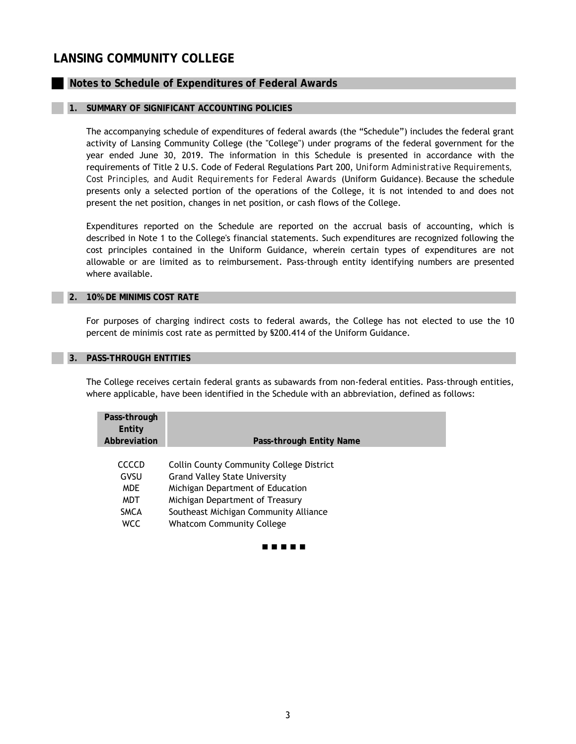# LANSING COMMUNITY COLLEGE

## Notes to Schedule of Expenditures of Federal Awards

### 1. SUMMARY OF SIGNIFICANT ACCOUNTING POLICIES

The accompanying schedule of expenditures of federal awards (the “Schedule”) includes the federal grant activity of Lansing Community College (the "College") under programs of the federal government for the year ended June 30, 2019. The information in this Schedule is presented in accordance with the requirements of Title 2 U.S. Code of Federal Regulations Part 200, *Uniform Administrative Requirements, Cost Principles, and Audit Requirements for Federal Awards* (Uniform Guidance). Because the schedule presents only a selected portion of the operations of the College, it is not intended to and does not present the net position, changes in net position, or cash flows of the College.

Expenditures reported on the Schedule are reported on the accrual basis of accounting, which is described in Note 1 to the College's financial statements. Such expenditures are recognized following the cost principles contained in the Uniform Guidance, wherein certain types of expenditures are not allowable or are limited as to reimbursement. Pass-through entity identifying numbers are presented where available.

### 2. 10% DE MINIMIS COST RATE

For purposes of charging indirect costs to federal awards, the College has not elected to use the 10 percent de minimis cost rate as permitted by §200.414 of the Uniform Guidance.

### 3. PASS-THROUGH ENTITIES

The College receives certain federal grants as subawards from non-federal entities. Pass-through entities, where applicable, have been identified in the Schedule with an abbreviation, defined as follows:

| Pass-through Entity Abbreviation | Pass-through Entity Name |
|---|---|
| CCCCD | Collin County Community College District |
| GVSU | Grand Valley State University |
| MDE | Michigan Department of Education |
| MDT | Michigan Department of Treasury |
| SMCA | Southeast Michigan Community Alliance |
| WCC | Whatcom Community College |

■ ■ ■ ■ ■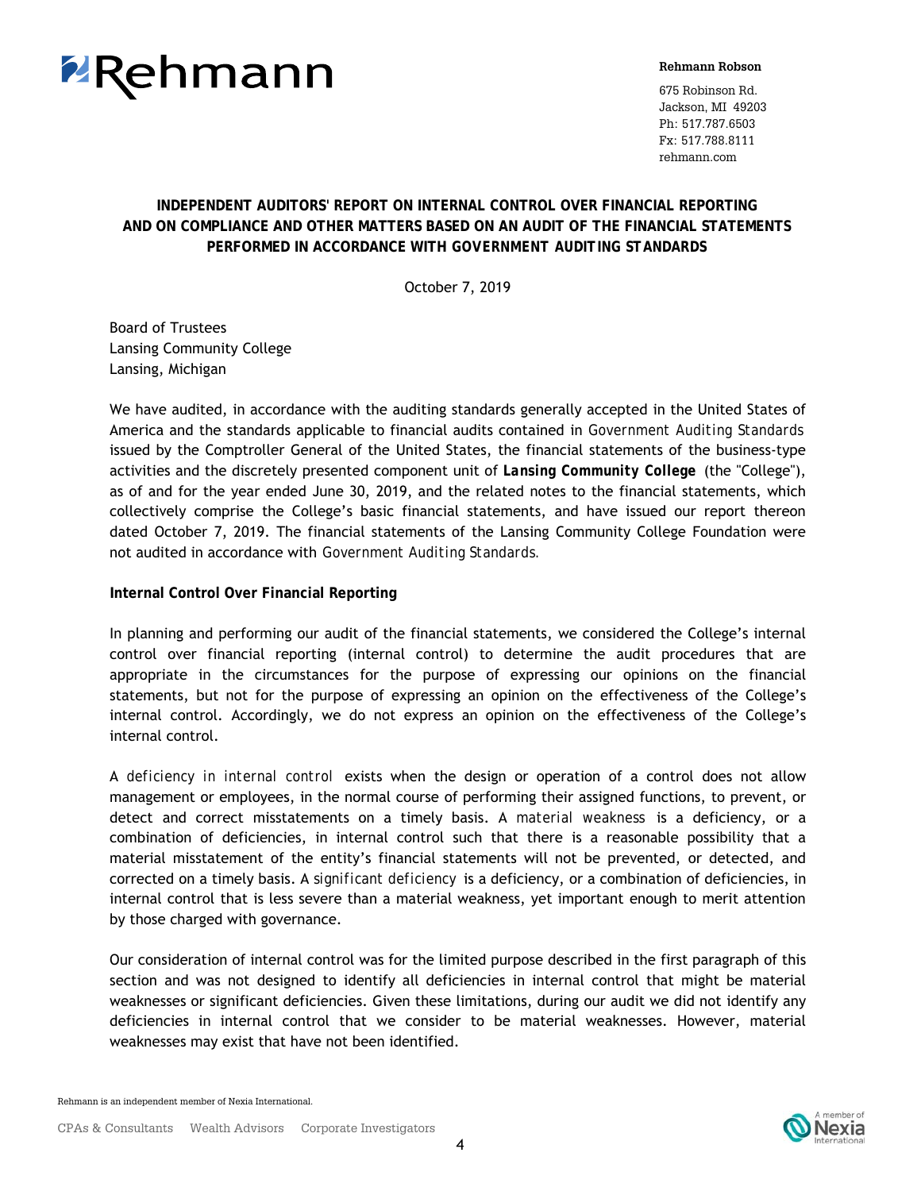Rehmann

**Rehmann Robson**

675 Robinson Rd.
Jackson, MI 49203
Ph: 517.787.6503
Fx: 517.788.8111
rehmann.com

## INDEPENDENT AUDITORS' REPORT ON INTERNAL CONTROL OVER FINANCIAL REPORTING AND ON COMPLIANCE AND OTHER MATTERS BASED ON AN AUDIT OF THE FINANCIAL STATEMENTS PERFORMED IN ACCORDANCE WITH GOVERNMENT AUDITING STANDARDS

October 7, 2019

Board of Trustees
Lansing Community College
Lansing, Michigan

We have audited, in accordance with the auditing standards generally accepted in the United States of America and the standards applicable to financial audits contained in *Government Auditing Standards* issued by the Comptroller General of the United States, the financial statements of the business-type activities and the discretely presented component unit of ***Lansing Community College*** (the "College"), as of and for the year ended June 30, 2019, and the related notes to the financial statements, which collectively comprise the College's basic financial statements, and have issued our report thereon dated October 7, 2019. The financial statements of the Lansing Community College Foundation were not audited in accordance with *Government Auditing Standards.*

**Internal Control Over Financial Reporting**

In planning and performing our audit of the financial statements, we considered the College's internal control over financial reporting (internal control) to determine the audit procedures that are appropriate in the circumstances for the purpose of expressing our opinions on the financial statements, but not for the purpose of expressing an opinion on the effectiveness of the College's internal control. Accordingly, we do not express an opinion on the effectiveness of the College's internal control.

A *deficiency in internal control* exists when the design or operation of a control does not allow management or employees, in the normal course of performing their assigned functions, to prevent, or detect and correct misstatements on a timely basis. A *material weakness* is a deficiency, or a combination of deficiencies, in internal control such that there is a reasonable possibility that a material misstatement of the entity's financial statements will not be prevented, or detected, and corrected on a timely basis. A *significant deficiency* is a deficiency, or a combination of deficiencies, in internal control that is less severe than a material weakness, yet important enough to merit attention by those charged with governance.

Our consideration of internal control was for the limited purpose described in the first paragraph of this section and was not designed to identify all deficiencies in internal control that might be material weaknesses or significant deficiencies. Given these limitations, during our audit we did not identify any deficiencies in internal control that we consider to be material weaknesses. However, material weaknesses may exist that have not been identified.

Rehmann is an independent member of Nexia International.

CPAs & Consultants Wealth Advisors Corporate Investigators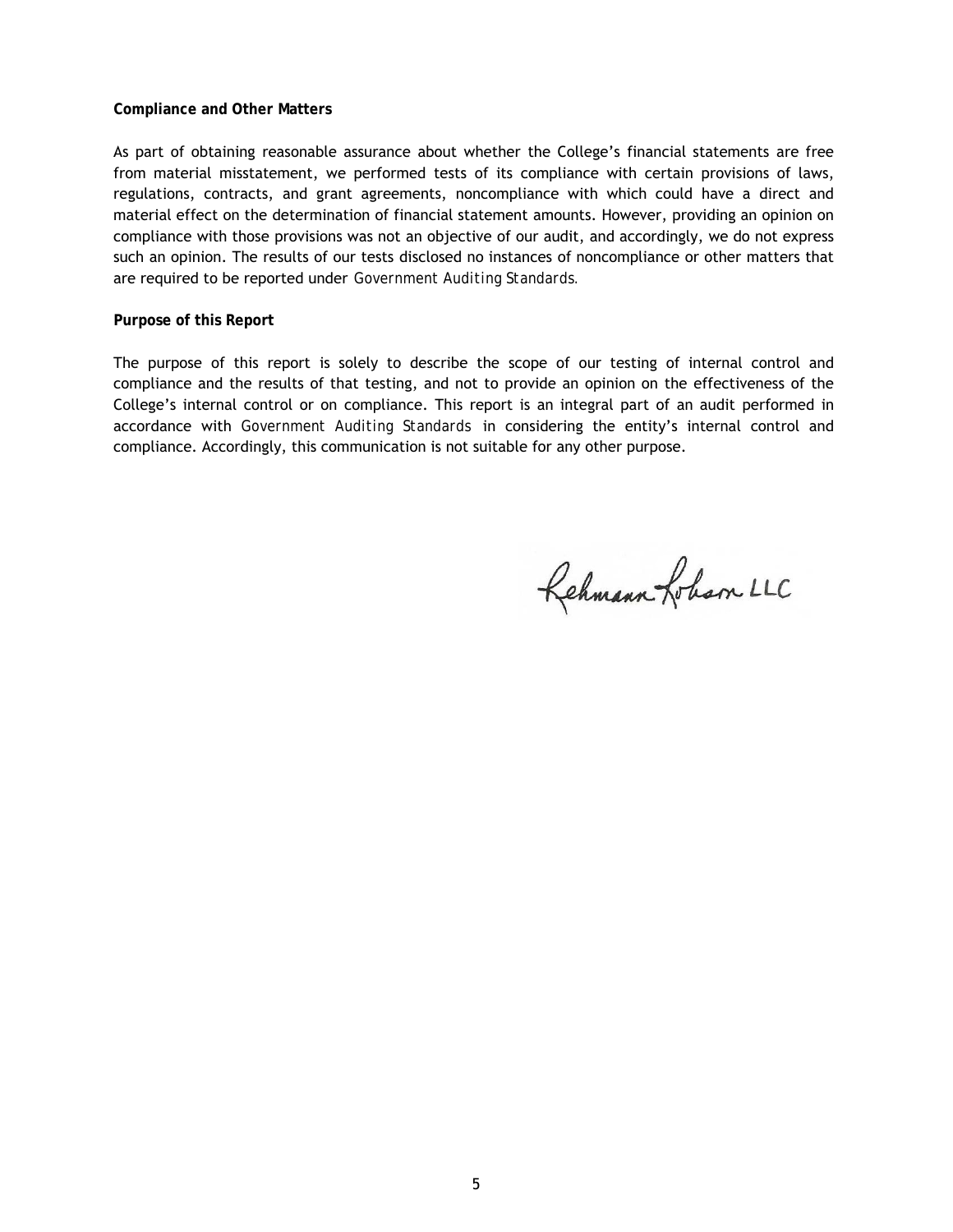**Compliance and Other Matters**

As part of obtaining reasonable assurance about whether the College's financial statements are free from material misstatement, we performed tests of its compliance with certain provisions of laws, regulations, contracts, and grant agreements, noncompliance with which could have a direct and material effect on the determination of financial statement amounts. However, providing an opinion on compliance with those provisions was not an objective of our audit, and accordingly, we do not express such an opinion. The results of our tests disclosed no instances of noncompliance or other matters that are required to be reported under *Government Auditing Standards*.

**Purpose of this Report**

The purpose of this report is solely to describe the scope of our testing of internal control and compliance and the results of that testing, and not to provide an opinion on the effectiveness of the College's internal control or on compliance. This report is an integral part of an audit performed in accordance with *Government Auditing Standards* in considering the entity's internal control and compliance. Accordingly, this communication is not suitable for any other purpose.

Rehmann Robson LLC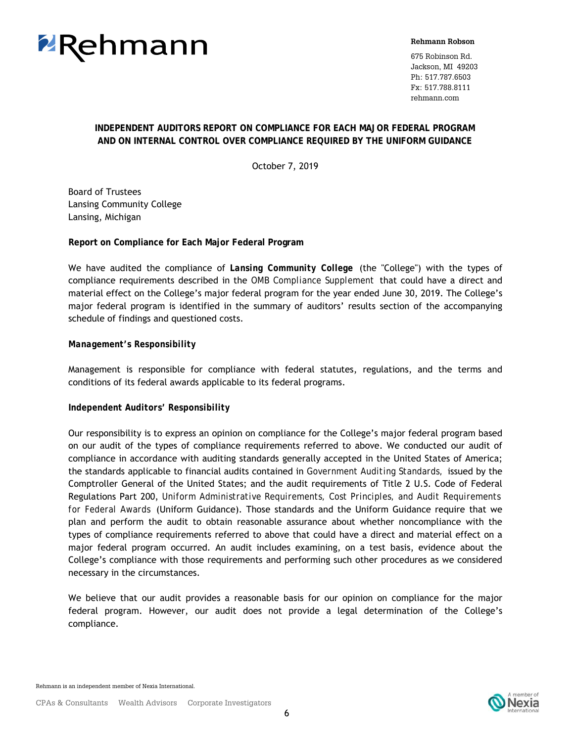Rehmann

**Rehmann Robson**

675 Robinson Rd.
Jackson, MI 49203
Ph: 517.787.6503
Fx: 517.788.8111
rehmann.com

## INDEPENDENT AUDITORS REPORT ON COMPLIANCE FOR EACH MAJOR FEDERAL PROGRAM AND ON INTERNAL CONTROL OVER COMPLIANCE REQUIRED BY THE UNIFORM GUIDANCE

October 7, 2019

Board of Trustees
Lansing Community College
Lansing, Michigan

**Report on Compliance for Each Major Federal Program**

We have audited the compliance of ***Lansing Community College*** (the "College") with the types of compliance requirements described in the *OMB Compliance Supplement* that could have a direct and material effect on the College's major federal program for the year ended June 30, 2019. The College's major federal program is identified in the summary of auditors' results section of the accompanying schedule of findings and questioned costs.

***Management's Responsibility***

Management is responsible for compliance with federal statutes, regulations, and the terms and conditions of its federal awards applicable to its federal programs.

***Independent Auditors' Responsibility***

Our responsibility is to express an opinion on compliance for the College's major federal program based on our audit of the types of compliance requirements referred to above. We conducted our audit of compliance in accordance with auditing standards generally accepted in the United States of America; the standards applicable to financial audits contained in *Government Auditing Standards,* issued by the Comptroller General of the United States; and the audit requirements of Title 2 U.S. Code of Federal Regulations Part 200, *Uniform Administrative Requirements, Cost Principles, and Audit Requirements for Federal Awards* (Uniform Guidance). Those standards and the Uniform Guidance require that we plan and perform the audit to obtain reasonable assurance about whether noncompliance with the types of compliance requirements referred to above that could have a direct and material effect on a major federal program occurred. An audit includes examining, on a test basis, evidence about the College's compliance with those requirements and performing such other procedures as we considered necessary in the circumstances.

We believe that our audit provides a reasonable basis for our opinion on compliance for the major federal program. However, our audit does not provide a legal determination of the College's compliance.

Rehmann is an independent member of Nexia International.

CPAs & Consultants Wealth Advisors Corporate Investigators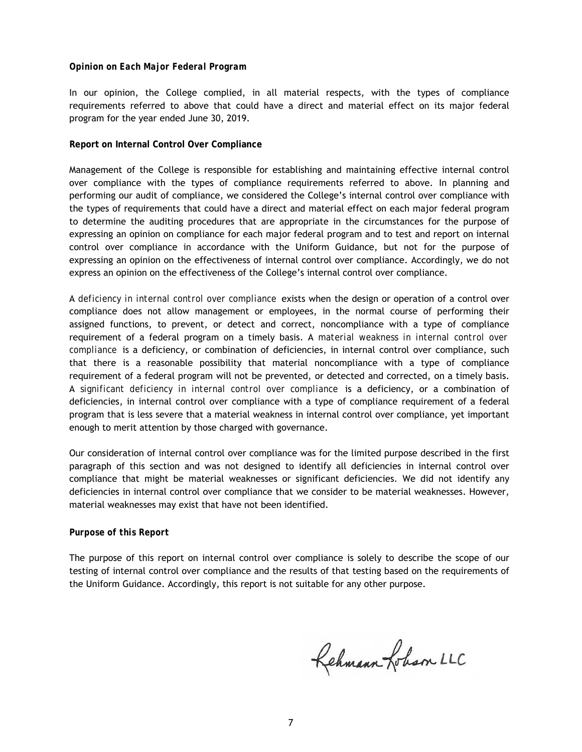***Opinion on Each Major Federal Program***

In our opinion, the College complied, in all material respects, with the types of compliance requirements referred to above that could have a direct and material effect on its major federal program for the year ended June 30, 2019.

**Report on Internal Control Over Compliance**

Management of the College is responsible for establishing and maintaining effective internal control over compliance with the types of compliance requirements referred to above. In planning and performing our audit of compliance, we considered the College's internal control over compliance with the types of requirements that could have a direct and material effect on each major federal program to determine the auditing procedures that are appropriate in the circumstances for the purpose of expressing an opinion on compliance for each major federal program and to test and report on internal control over compliance in accordance with the Uniform Guidance, but not for the purpose of expressing an opinion on the effectiveness of internal control over compliance. Accordingly, we do not express an opinion on the effectiveness of the College's internal control over compliance.

A *deficiency in internal control over compliance* exists when the design or operation of a control over compliance does not allow management or employees, in the normal course of performing their assigned functions, to prevent, or detect and correct, noncompliance with a type of compliance requirement of a federal program on a timely basis. A *material weakness in internal control over compliance* is a deficiency, or combination of deficiencies, in internal control over compliance, such that there is a reasonable possibility that material noncompliance with a type of compliance requirement of a federal program will not be prevented, or detected and corrected, on a timely basis. A *significant deficiency in internal control over compliance* is a deficiency, or a combination of deficiencies, in internal control over compliance with a type of compliance requirement of a federal program that is less severe that a material weakness in internal control over compliance, yet important enough to merit attention by those charged with governance.

Our consideration of internal control over compliance was for the limited purpose described in the first paragraph of this section and was not designed to identify all deficiencies in internal control over compliance that might be material weaknesses or significant deficiencies. We did not identify any deficiencies in internal control over compliance that we consider to be material weaknesses. However, material weaknesses may exist that have not been identified.

***Purpose of this Report***

The purpose of this report on internal control over compliance is solely to describe the scope of our testing of internal control over compliance and the results of that testing based on the requirements of the Uniform Guidance. Accordingly, this report is not suitable for any other purpose.

Rehmann Robson LLC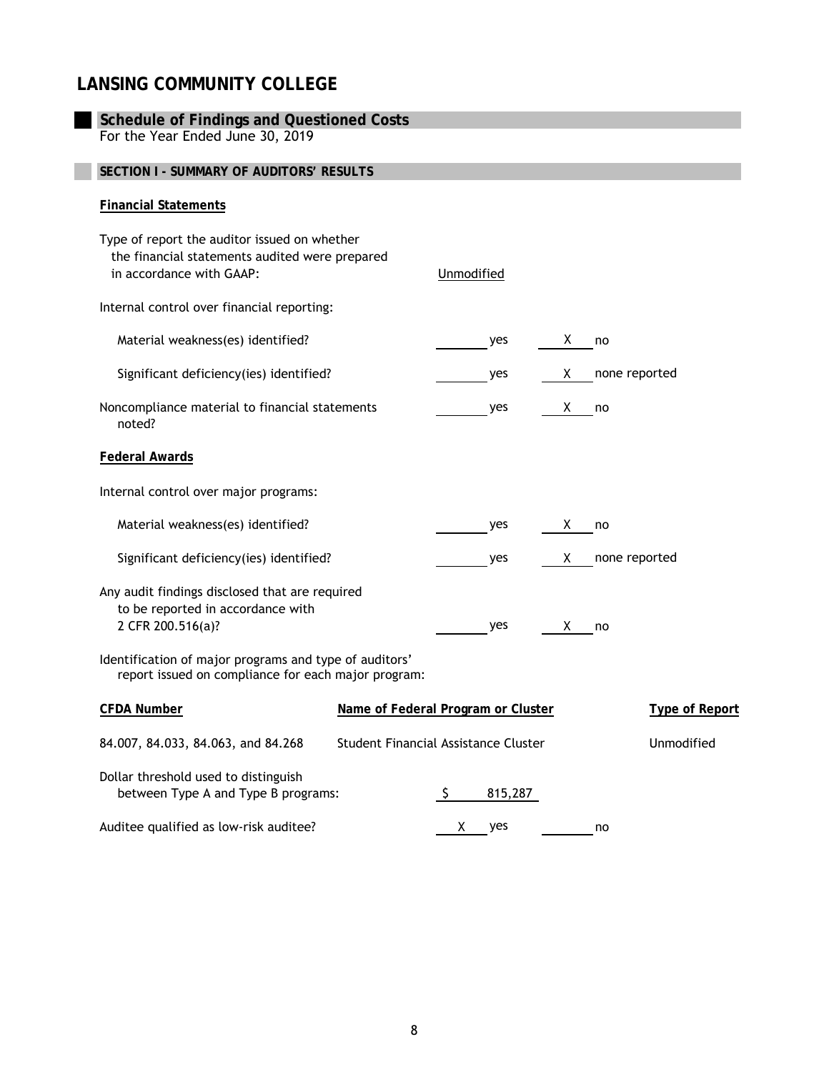# LANSING COMMUNITY COLLEGE

## Schedule of Findings and Questioned Costs

For the Year Ended June 30, 2019

### SECTION I - SUMMARY OF AUDITORS' RESULTS

**Financial Statements**

Type of report the auditor issued on whether the financial statements audited were prepared in accordance with GAAP: Unmodified

Internal control over financial reporting:

| | | |
|---|---|---|
| Material weakness(es) identified? | ____ yes | X no |
| Significant deficiency(ies) identified? | ____ yes | X none reported |
| Noncompliance material to financial statements noted? | ____ yes | X no |

**Federal Awards**

Internal control over major programs:

| | | |
|---|---|---|
| Material weakness(es) identified? | ____ yes | X no |
| Significant deficiency(ies) identified? | ____ yes | X none reported |
| Any audit findings disclosed that are required to be reported in accordance with 2 CFR 200.516(a)? | ____ yes | X no |

Identification of major programs and type of auditors' report issued on compliance for each major program:

| CFDA Number | Name of Federal Program or Cluster | Type of Report |
|---|---|---|
| 84.007, 84.033, 84.063, and 84.268 | Student Financial Assistance Cluster | Unmodified |

Dollar threshold used to distinguish between Type A and Type B programs: $ 815,287

Auditee qualified as low-risk auditee? X yes ____ no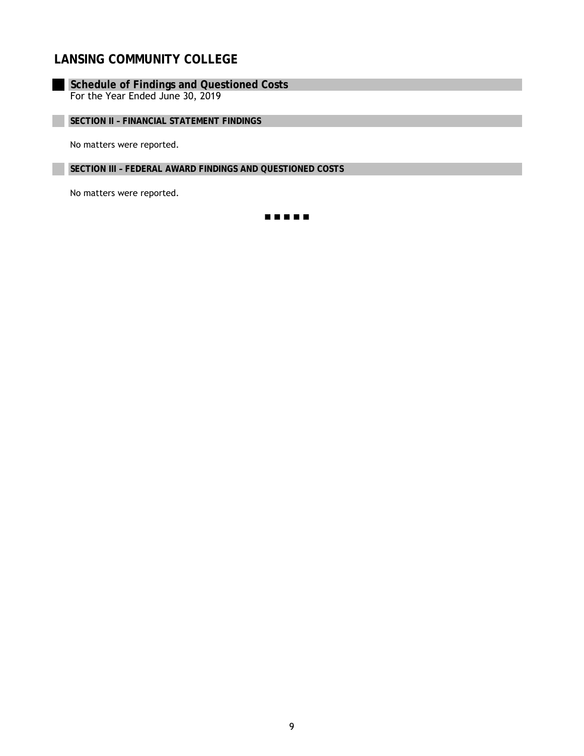# LANSING COMMUNITY COLLEGE

## Schedule of Findings and Questioned Costs

For the Year Ended June 30, 2019

### SECTION II – FINANCIAL STATEMENT FINDINGS

No matters were reported.

### SECTION III – FEDERAL AWARD FINDINGS AND QUESTIONED COSTS

No matters were reported.

■ ■ ■ ■ ■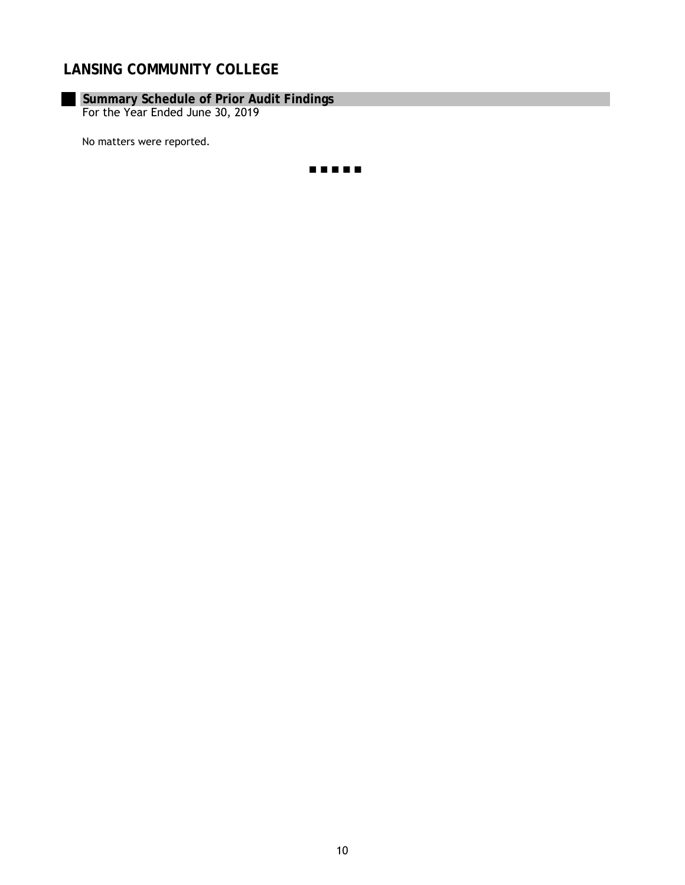# LANSING COMMUNITY COLLEGE

## Summary Schedule of Prior Audit Findings

For the Year Ended June 30, 2019

No matters were reported.

■ ■ ■ ■ ■